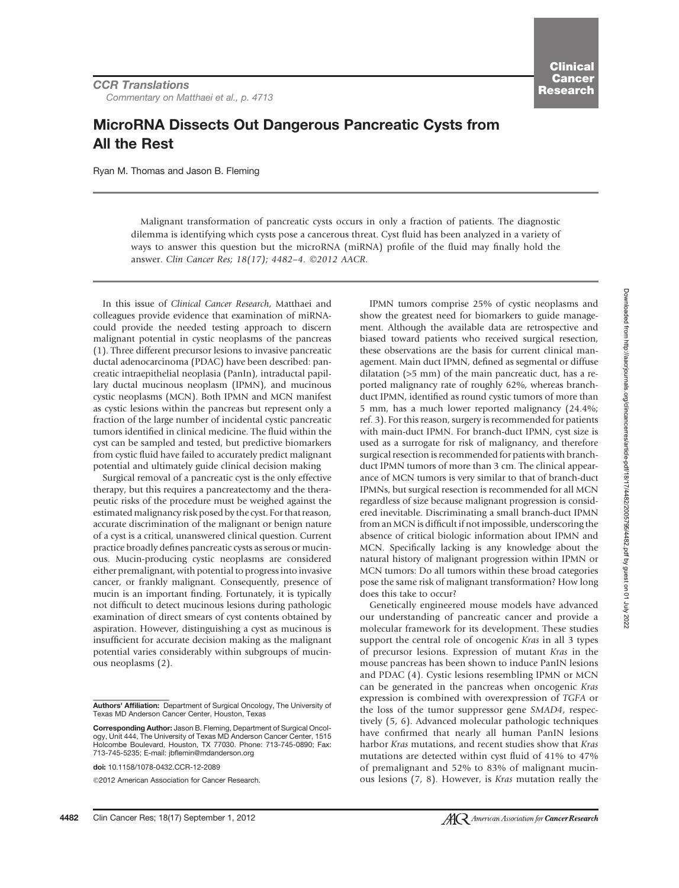*CCR Translations*
*Commentary on Matthaei et al., p. 4713*

# MicroRNA Dissects Out Dangerous Pancreatic Cysts from All the Rest

Ryan M. Thomas and Jason B. Fleming

Malignant transformation of pancreatic cysts occurs in only a fraction of patients. The diagnostic dilemma is identifying which cysts pose a cancerous threat. Cyst fluid has been analyzed in a variety of ways to answer this question but the microRNA (miRNA) profile of the fluid may finally hold the answer. *Clin Cancer Res; 18(17); 4482–4. ©2012 AACR.*

In this issue of *Clinical Cancer Research*, Matthaei and colleagues provide evidence that examination of miRNA-could provide the needed testing approach to discern malignant potential in cystic neoplasms of the pancreas (1). Three different precursor lesions to invasive pancreatic ductal adenocarcinoma (PDAC) have been described: pancreatic intraepithelial neoplasia (PanIn), intraductal papillary ductal mucinous neoplasm (IPMN), and mucinous cystic neoplasms (MCN). Both IPMN and MCN manifest as cystic lesions within the pancreas but represent only a fraction of the large number of incidental cystic pancreatic tumors identified in clinical medicine. The fluid within the cyst can be sampled and tested, but predictive biomarkers from cystic fluid have failed to accurately predict malignant potential and ultimately guide clinical decision making

Surgical removal of a pancreatic cyst is the only effective therapy, but this requires a pancreatectomy and the therapeutic risks of the procedure must be weighed against the estimated malignancy risk posed by the cyst. For that reason, accurate discrimination of the malignant or benign nature of a cyst is a critical, unanswered clinical question. Current practice broadly defines pancreatic cysts as serous or mucinous. Mucin-producing cystic neoplasms are considered either premalignant, with potential to progress into invasive cancer, or frankly malignant. Consequently, presence of mucin is an important finding. Fortunately, it is typically not difficult to detect mucinous lesions during pathologic examination of direct smears of cyst contents obtained by aspiration. However, distinguishing a cyst as mucinous is insufficient for accurate decision making as the malignant potential varies considerably within subgroups of mucinous neoplasms (2).

IPMN tumors comprise 25% of cystic neoplasms and show the greatest need for biomarkers to guide management. Although the available data are retrospective and biased toward patients who received surgical resection, these observations are the basis for current clinical management. Main duct IPMN, defined as segmental or diffuse dilatation (>5 mm) of the main pancreatic duct, has a reported malignancy rate of roughly 62%, whereas branch-duct IPMN, identified as round cystic tumors of more than 5 mm, has a much lower reported malignancy (24.4%; ref. 3). For this reason, surgery is recommended for patients with main-duct IPMN. For branch-duct IPMN, cyst size is used as a surrogate for risk of malignancy, and therefore surgical resection is recommended for patients with branch-duct IPMN tumors of more than 3 cm. The clinical appearance of MCN tumors is very similar to that of branch-duct IPMNs, but surgical resection is recommended for all MCN regardless of size because malignant progression is considered inevitable. Discriminating a small branch-duct IPMN from an MCN is difficult if not impossible, underscoring the absence of critical biologic information about IPMN and MCN. Specifically lacking is any knowledge about the natural history of malignant progression within IPMN or MCN tumors: Do all tumors within these broad categories pose the same risk of malignant transformation? How long does this take to occur?

Genetically engineered mouse models have advanced our understanding of pancreatic cancer and provide a molecular framework for its development. These studies support the central role of oncogenic *Kras* in all 3 types of precursor lesions. Expression of mutant *Kras* in the mouse pancreas has been shown to induce PanIN lesions and PDAC (4). Cystic lesions resembling IPMN or MCN can be generated in the pancreas when oncogenic *Kras* expression is combined with overexpression of *TGFA* or the loss of the tumor suppressor gene *SMAD4*, respectively (5, 6). Advanced molecular pathologic techniques have confirmed that nearly all human PanIN lesions harbor *Kras* mutations, and recent studies show that *Kras* mutations are detected within cyst fluid of 41% to 47% of premalignant and 52% to 83% of malignant mucinous lesions (7, 8). However, is *Kras* mutation really the

**Authors' Affiliation:** Department of Surgical Oncology, The University of Texas MD Anderson Cancer Center, Houston, Texas

**Corresponding Author:** Jason B. Fleming, Department of Surgical Oncology, Unit 444, The University of Texas MD Anderson Cancer Center, 1515 Holcombe Boulevard, Houston, TX 77030. Phone: 713-745-0890; Fax: 713-745-5235; E-mail: jbflemin@mdanderson.org

**doi:** 10.1158/1078-0432.CCR-12-2089

©2012 American Association for Cancer Research.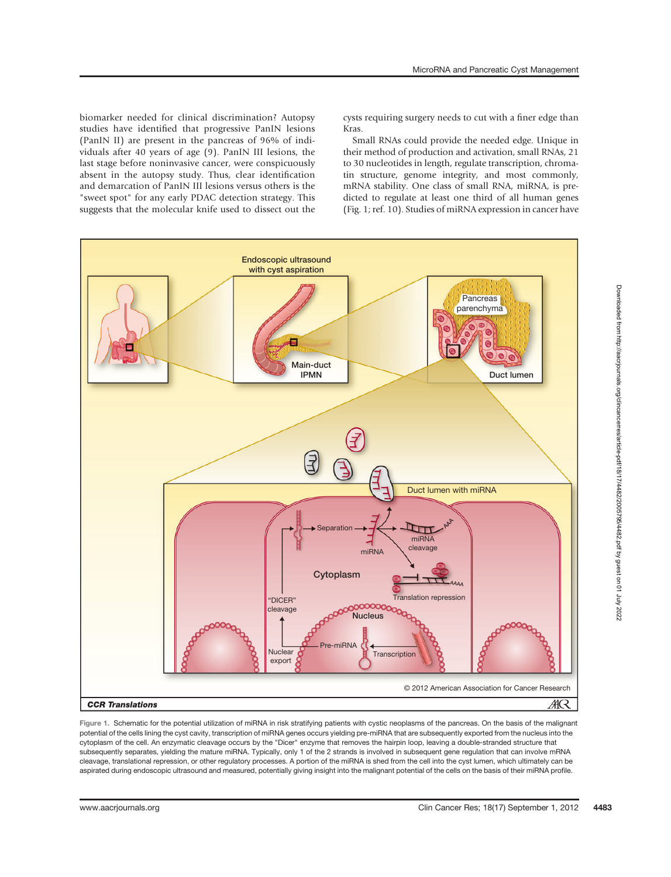biomarker needed for clinical discrimination? Autopsy studies have identified that progressive PanIN lesions (PanIN II) are present in the pancreas of 96% of individuals after 40 years of age (9). PanIN III lesions, the last stage before noninvasive cancer, were conspicuously absent in the autopsy study. Thus, clear identification and demarcation of PanIN III lesions versus others is the "sweet spot" for any early PDAC detection strategy. This suggests that the molecular knife used to dissect out the cysts requiring surgery needs to cut with a finer edge than Kras.

Small RNAs could provide the needed edge. Unique in their method of production and activation, small RNAs, 21 to 30 nucleotides in length, regulate transcription, chromatin structure, genome integrity, and most commonly, mRNA stability. One class of small RNA, miRNA, is predicted to regulate at least one third of all human genes (Fig. 1; ref. 10). Studies of miRNA expression in cancer have

Figure 1. Schematic for the potential utilization of miRNA in risk stratifying patients with cystic neoplasms of the pancreas. On the basis of the malignant potential of the cells lining the cyst cavity, transcription of miRNA genes occurs yielding pre-miRNA that are subsequently exported from the nucleus into the cytoplasm of the cell. An enzymatic cleavage occurs by the "Dicer" enzyme that removes the hairpin loop, leaving a double-stranded structure that subsequently separates, yielding the mature miRNA. Typically, only 1 of the 2 strands is involved in subsequent gene regulation that can involve mRNA cleavage, translational repression, or other regulatory processes. A portion of the miRNA is shed from the cell into the cyst lumen, which ultimately can be aspirated during endoscopic ultrasound and measured, potentially giving insight into the malignant potential of the cells on the basis of their miRNA profile.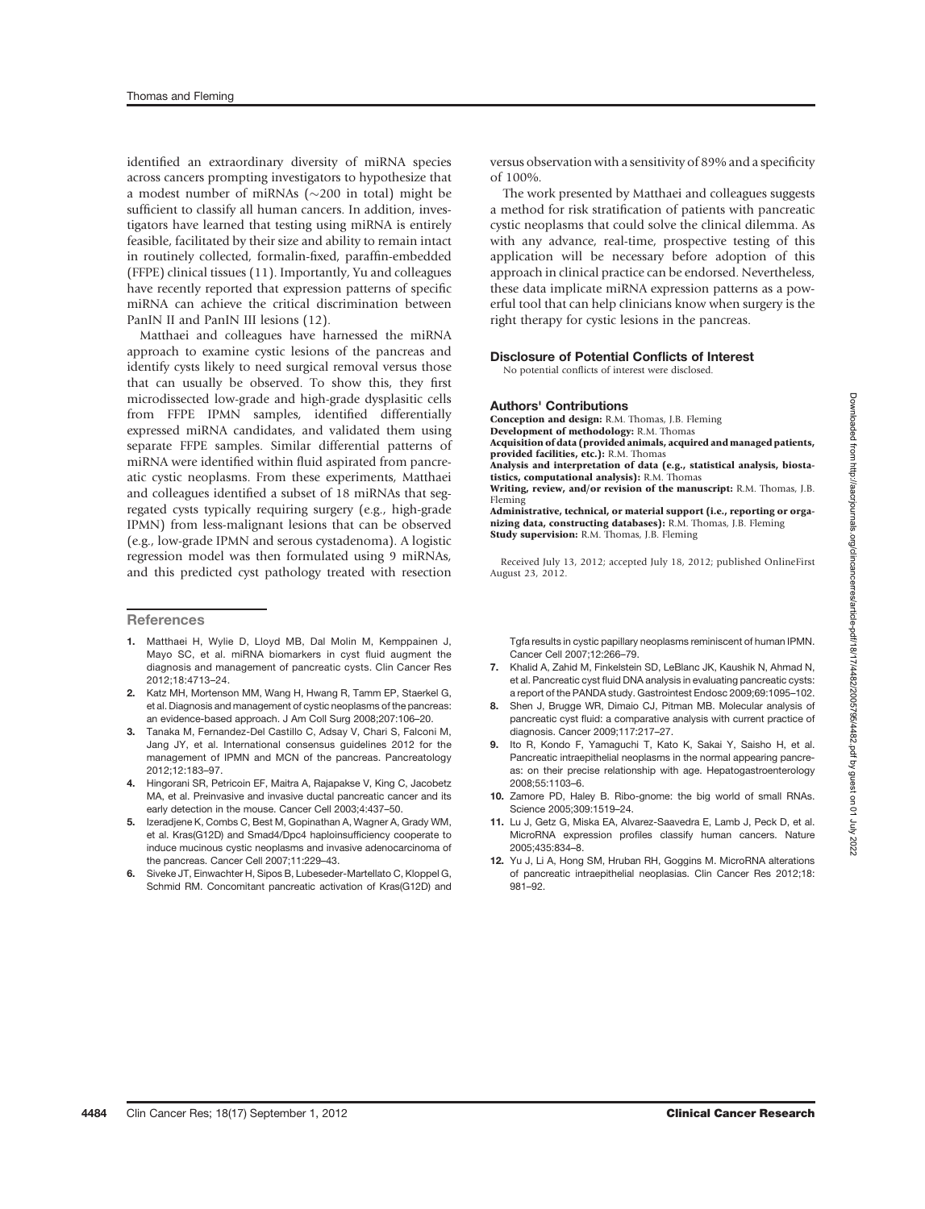identified an extraordinary diversity of miRNA species across cancers prompting investigators to hypothesize that a modest number of miRNAs (~200 in total) might be sufficient to classify all human cancers. In addition, investigators have learned that testing using miRNA is entirely feasible, facilitated by their size and ability to remain intact in routinely collected, formalin-fixed, paraffin-embedded (FFPE) clinical tissues (11). Importantly, Yu and colleagues have recently reported that expression patterns of specific miRNA can achieve the critical discrimination between PanIN II and PanIN III lesions (12).

Matthaei and colleagues have harnessed the miRNA approach to examine cystic lesions of the pancreas and identify cysts likely to need surgical removal versus those that can usually be observed. To show this, they first microdissected low-grade and high-grade dysplasitic cells from FFPE IPMN samples, identified differentially expressed miRNA candidates, and validated them using separate FFPE samples. Similar differential patterns of miRNA were identified within fluid aspirated from pancreatic cystic neoplasms. From these experiments, Matthaei and colleagues identified a subset of 18 miRNAs that segregated cysts typically requiring surgery (e.g., high-grade IPMN) from less-malignant lesions that can be observed (e.g., low-grade IPMN and serous cystadenoma). A logistic regression model was then formulated using 9 miRNAs, and this predicted cyst pathology treated with resection versus observation with a sensitivity of 89% and a specificity of 100%.

The work presented by Matthaei and colleagues suggests a method for risk stratification of patients with pancreatic cystic neoplasms that could solve the clinical dilemma. As with any advance, real-time, prospective testing of this application will be necessary before adoption of this approach in clinical practice can be endorsed. Nevertheless, these data implicate miRNA expression patterns as a powerful tool that can help clinicians know when surgery is the right therapy for cystic lesions in the pancreas.

## Disclosure of Potential Conflicts of Interest

No potential conflicts of interest were disclosed.

## Authors' Contributions

**Conception and design:** R.M. Thomas, J.B. Fleming
**Development of methodology:** R.M. Thomas
**Acquisition of data (provided animals, acquired and managed patients, provided facilities, etc.):** R.M. Thomas
**Analysis and interpretation of data (e.g., statistical analysis, biostatistics, computational analysis):** R.M. Thomas
**Writing, review, and/or revision of the manuscript:** R.M. Thomas, J.B. Fleming
**Administrative, technical, or material support (i.e., reporting or organizing data, constructing databases):** R.M. Thomas, J.B. Fleming
**Study supervision:** R.M. Thomas, J.B. Fleming

Received July 13, 2012; accepted July 18, 2012; published OnlineFirst August 23, 2012.

## References

1. Matthaei H, Wylie D, Lloyd MB, Dal Molin M, Kemppainen J, Mayo SC, et al. miRNA biomarkers in cyst fluid augment the diagnosis and management of pancreatic cysts. Clin Cancer Res 2012;18:4713–24.
2. Katz MH, Mortenson MM, Wang H, Hwang R, Tamm EP, Staerkel G, et al. Diagnosis and management of cystic neoplasms of the pancreas: an evidence-based approach. J Am Coll Surg 2008;207:106–20.
3. Tanaka M, Fernandez-Del Castillo C, Adsay V, Chari S, Falconi M, Jang JY, et al. International consensus guidelines 2012 for the management of IPMN and MCN of the pancreas. Pancreatology 2012;12:183–97.
4. Hingorani SR, Petricoin EF, Maitra A, Rajapakse V, King C, Jacobetz MA, et al. Preinvasive and invasive ductal pancreatic cancer and its early detection in the mouse. Cancer Cell 2003;4:437–50.
5. Izeradjene K, Combs C, Best M, Gopinathan A, Wagner A, Grady WM, et al. Kras(G12D) and Smad4/Dpc4 haploinsufficiency cooperate to induce mucinous cystic neoplasms and invasive adenocarcinoma of the pancreas. Cancer Cell 2007;11:229–43.
6. Siveke JT, Einwachter H, Sipos B, Lubeseder-Martellato C, Kloppel G, Schmid RM. Concomitant pancreatic activation of Kras(G12D) and Tgfa results in cystic papillary neoplasms reminiscent of human IPMN. Cancer Cell 2007;12:266–79.
7. Khalid A, Zahid M, Finkelstein SD, LeBlanc JK, Kaushik N, Ahmad N, et al. Pancreatic cyst fluid DNA analysis in evaluating pancreatic cysts: a report of the PANDA study. Gastrointest Endosc 2009;69:1095–102.
8. Shen J, Brugge WR, Dimaio CJ, Pitman MB. Molecular analysis of pancreatic cyst fluid: a comparative analysis with current practice of diagnosis. Cancer 2009;117:217–27.
9. Ito R, Kondo F, Yamaguchi T, Kato K, Sakai Y, Saisho H, et al. Pancreatic intraepithelial neoplasms in the normal appearing pancreas: on their precise relationship with age. Hepatogastroenterology 2008;55:1103–6.
10. Zamore PD, Haley B. Ribo-gnome: the big world of small RNAs. Science 2005;309:1519–24.
11. Lu J, Getz G, Miska EA, Alvarez-Saavedra E, Lamb J, Peck D, et al. MicroRNA expression profiles classify human cancers. Nature 2005;435:834–8.
12. Yu J, Li A, Hong SM, Hruban RH, Goggins M. MicroRNA alterations of pancreatic intraepithelial neoplasias. Clin Cancer Res 2012;18:981–92.